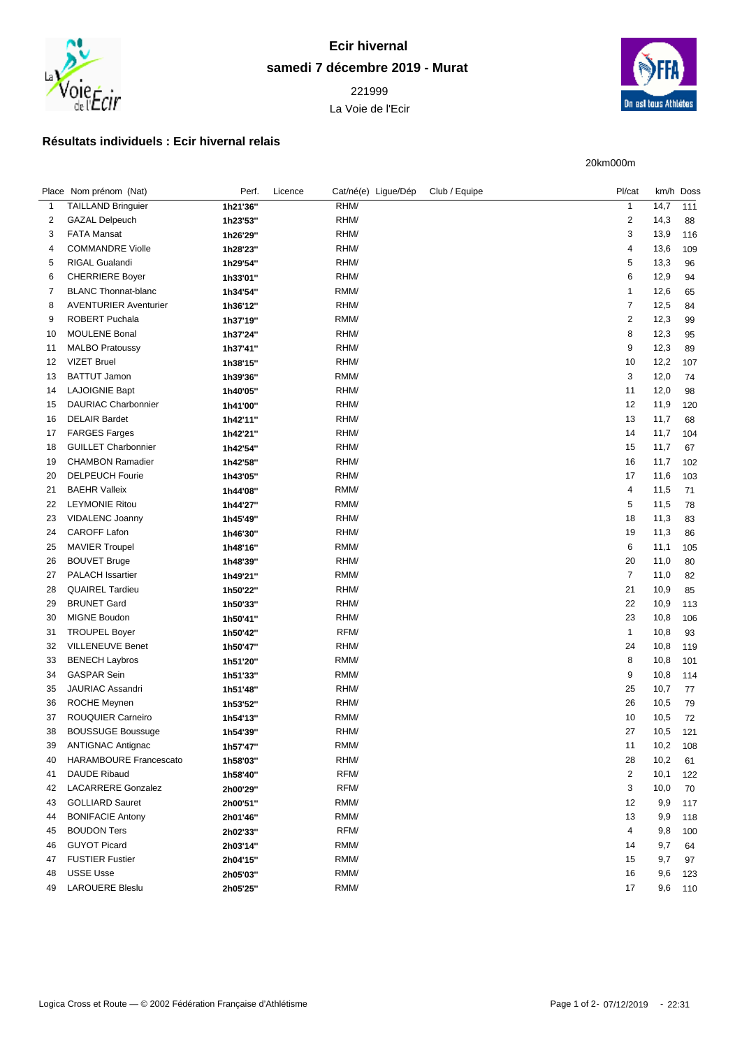# Ecir hivernal

## samedi 7 décembre 2019 - Murat

221999

La Voie de l'Ecir

### Résultats individuels : Ecir hivernal relais

20km000m

| Place | Nom prénom (Nat) | Perf. | Licence | Cat/né(e) | Ligue/Dép | Club / Equipe | Pl/cat | km/h | Doss |
|---|---|---|---|---|---|---|---|---|---|
| 1 | TAILLAND Bringuier | 1h21'36'' | | RHM/ | | | 1 | 14,7 | 111 |
| 2 | GAZAL Delpeuch | 1h23'53'' | | RHM/ | | | 2 | 14,3 | 88 |
| 3 | FATA Mansat | 1h26'29'' | | RHM/ | | | 3 | 13,9 | 116 |
| 4 | COMMANDRE Violle | 1h28'23'' | | RHM/ | | | 4 | 13,6 | 109 |
| 5 | RIGAL Gualandi | 1h29'54'' | | RHM/ | | | 5 | 13,3 | 96 |
| 6 | CHERRIERE Boyer | 1h33'01'' | | RHM/ | | | 6 | 12,9 | 94 |
| 7 | BLANC Thonnat-blanc | 1h34'54'' | | RMM/ | | | 1 | 12,6 | 65 |
| 8 | AVENTURIER Aventurier | 1h36'12'' | | RHM/ | | | 7 | 12,5 | 84 |
| 9 | ROBERT Puchala | 1h37'19'' | | RMM/ | | | 2 | 12,3 | 99 |
| 10 | MOULENE Bonal | 1h37'24'' | | RHM/ | | | 8 | 12,3 | 95 |
| 11 | MALBO Pratoussy | 1h37'41'' | | RHM/ | | | 9 | 12,3 | 89 |
| 12 | VIZET Bruel | 1h38'15'' | | RHM/ | | | 10 | 12,2 | 107 |
| 13 | BATTUT Jamon | 1h39'36'' | | RMM/ | | | 3 | 12,0 | 74 |
| 14 | LAJOIGNIE Bapt | 1h40'05'' | | RHM/ | | | 11 | 12,0 | 98 |
| 15 | DAURIAC Charbonnier | 1h41'00'' | | RHM/ | | | 12 | 11,9 | 120 |
| 16 | DELAIR Bardet | 1h42'11'' | | RHM/ | | | 13 | 11,7 | 68 |
| 17 | FARGES Farges | 1h42'21'' | | RHM/ | | | 14 | 11,7 | 104 |
| 18 | GUILLET Charbonnier | 1h42'54'' | | RHM/ | | | 15 | 11,7 | 67 |
| 19 | CHAMBON Ramadier | 1h42'58'' | | RHM/ | | | 16 | 11,7 | 102 |
| 20 | DELPEUCH Fourie | 1h43'05'' | | RHM/ | | | 17 | 11,6 | 103 |
| 21 | BAEHR Valleix | 1h44'08'' | | RMM/ | | | 4 | 11,5 | 71 |
| 22 | LEYMONIE Ritou | 1h44'27'' | | RMM/ | | | 5 | 11,5 | 78 |
| 23 | VIDALENC Joanny | 1h45'49'' | | RHM/ | | | 18 | 11,3 | 83 |
| 24 | CAROFF Lafon | 1h46'30'' | | RHM/ | | | 19 | 11,3 | 86 |
| 25 | MAVIER Troupel | 1h48'16'' | | RMM/ | | | 6 | 11,1 | 105 |
| 26 | BOUVET Bruge | 1h48'39'' | | RHM/ | | | 20 | 11,0 | 80 |
| 27 | PALACH Issartier | 1h49'21'' | | RMM/ | | | 7 | 11,0 | 82 |
| 28 | QUAIREL Tardieu | 1h50'22'' | | RHM/ | | | 21 | 10,9 | 85 |
| 29 | BRUNET Gard | 1h50'33'' | | RHM/ | | | 22 | 10,9 | 113 |
| 30 | MIGNE Boudon | 1h50'41'' | | RHM/ | | | 23 | 10,8 | 106 |
| 31 | TROUPEL Boyer | 1h50'42'' | | RFM/ | | | 1 | 10,8 | 93 |
| 32 | VILLENEUVE Benet | 1h50'47'' | | RHM/ | | | 24 | 10,8 | 119 |
| 33 | BENECH Laybros | 1h51'20'' | | RMM/ | | | 8 | 10,8 | 101 |
| 34 | GASPAR Sein | 1h51'33'' | | RMM/ | | | 9 | 10,8 | 114 |
| 35 | JAURIAC Assandri | 1h51'48'' | | RHM/ | | | 25 | 10,7 | 77 |
| 36 | ROCHE Meynen | 1h53'52'' | | RHM/ | | | 26 | 10,5 | 79 |
| 37 | ROUQUIER Carneiro | 1h54'13'' | | RMM/ | | | 10 | 10,5 | 72 |
| 38 | BOUSSUGE Boussuge | 1h54'39'' | | RHM/ | | | 27 | 10,5 | 121 |
| 39 | ANTIGNAC Antignac | 1h57'47'' | | RMM/ | | | 11 | 10,2 | 108 |
| 40 | HARAMBOURE Francescato | 1h58'03'' | | RHM/ | | | 28 | 10,2 | 61 |
| 41 | DAUDE Ribaud | 1h58'40'' | | RFM/ | | | 2 | 10,1 | 122 |
| 42 | LACARRERE Gonzalez | 2h00'29'' | | RFM/ | | | 3 | 10,0 | 70 |
| 43 | GOLLIARD Sauret | 2h00'51'' | | RMM/ | | | 12 | 9,9 | 117 |
| 44 | BONIFACIE Antony | 2h01'46'' | | RMM/ | | | 13 | 9,9 | 118 |
| 45 | BOUDON Ters | 2h02'33'' | | RFM/ | | | 4 | 9,8 | 100 |
| 46 | GUYOT Picard | 2h03'14'' | | RMM/ | | | 14 | 9,7 | 64 |
| 47 | FUSTIER Fustier | 2h04'15'' | | RMM/ | | | 15 | 9,7 | 97 |
| 48 | USSE Usse | 2h05'03'' | | RMM/ | | | 16 | 9,6 | 123 |
| 49 | LAROUERE Bleslu | 2h05'25'' | | RMM/ | | | 17 | 9,6 | 110 |

Logica Cross et Route — © 2002 Fédération Française d'Athlétisme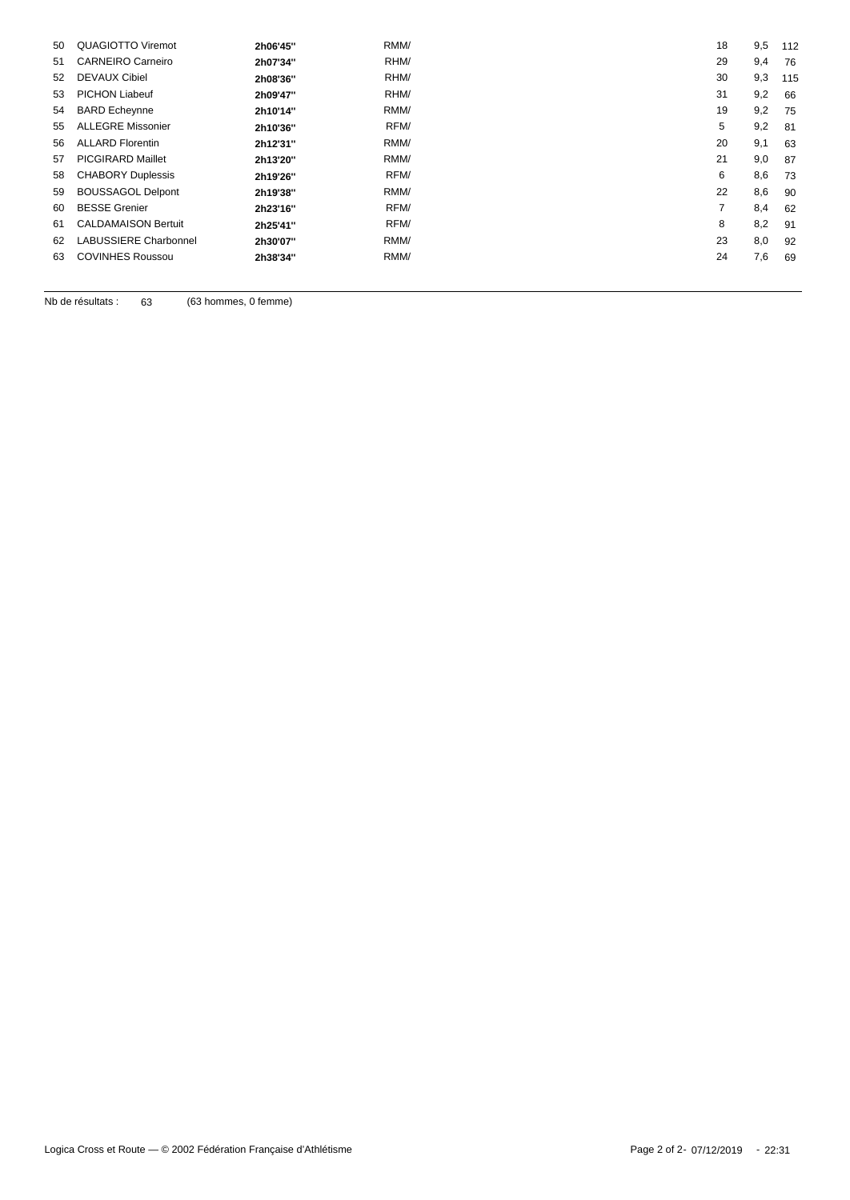| | | | | | | |
|---|---|---|---|---|---|---|
| 50 | QUAGIOTTO Viremot | **2h06'45''** | RMM/ | 18 | 9,5 | 112 |
| 51 | CARNEIRO Carneiro | **2h07'34''** | RHM/ | 29 | 9,4 | 76 |
| 52 | DEVAUX Cibiel | **2h08'36''** | RHM/ | 30 | 9,3 | 115 |
| 53 | PICHON Liabeuf | **2h09'47''** | RHM/ | 31 | 9,2 | 66 |
| 54 | BARD Echeynne | **2h10'14''** | RMM/ | 19 | 9,2 | 75 |
| 55 | ALLEGRE Missonier | **2h10'36''** | RFM/ | 5 | 9,2 | 81 |
| 56 | ALLARD Florentin | **2h12'31''** | RMM/ | 20 | 9,1 | 63 |
| 57 | PICGIRARD Maillet | **2h13'20''** | RMM/ | 21 | 9,0 | 87 |
| 58 | CHABORY Duplessis | **2h19'26''** | RFM/ | 6 | 8,6 | 73 |
| 59 | BOUSSAGOL Delpont | **2h19'38''** | RMM/ | 22 | 8,6 | 90 |
| 60 | BESSE Grenier | **2h23'16''** | RFM/ | 7 | 8,4 | 62 |
| 61 | CALDAMAISON Bertuit | **2h25'41''** | RFM/ | 8 | 8,2 | 91 |
| 62 | LABUSSIERE Charbonnel | **2h30'07''** | RMM/ | 23 | 8,0 | 92 |
| 63 | COVINHES Roussou | **2h38'34''** | RMM/ | 24 | 7,6 | 69 |

Nb de résultats : 63 (63 hommes, 0 femme)

Logica Cross et Route — © 2002 Fédération Française d'Athlétisme 07/12/2019 - 22:31